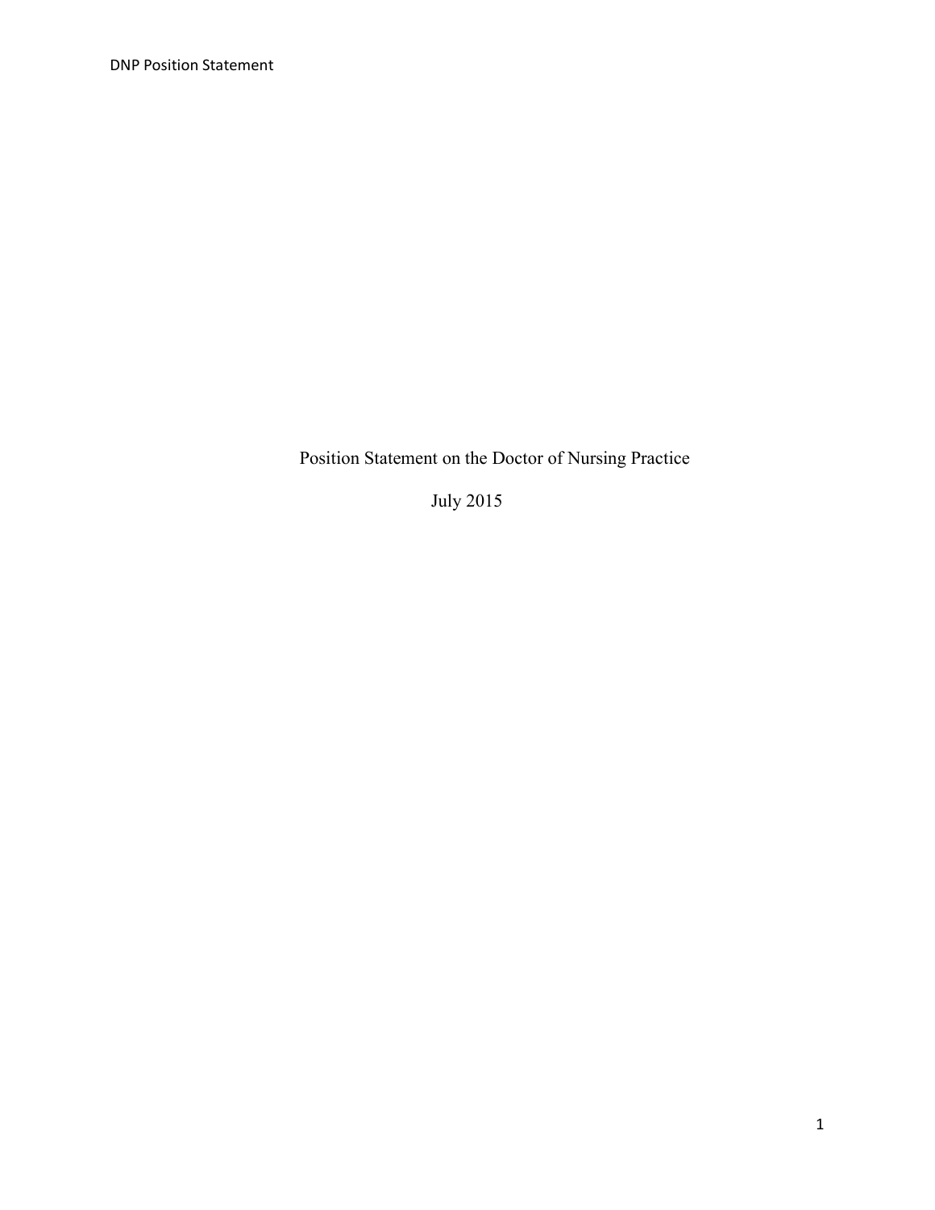# Position Statement on the Doctor of Nursing Practice

July 2015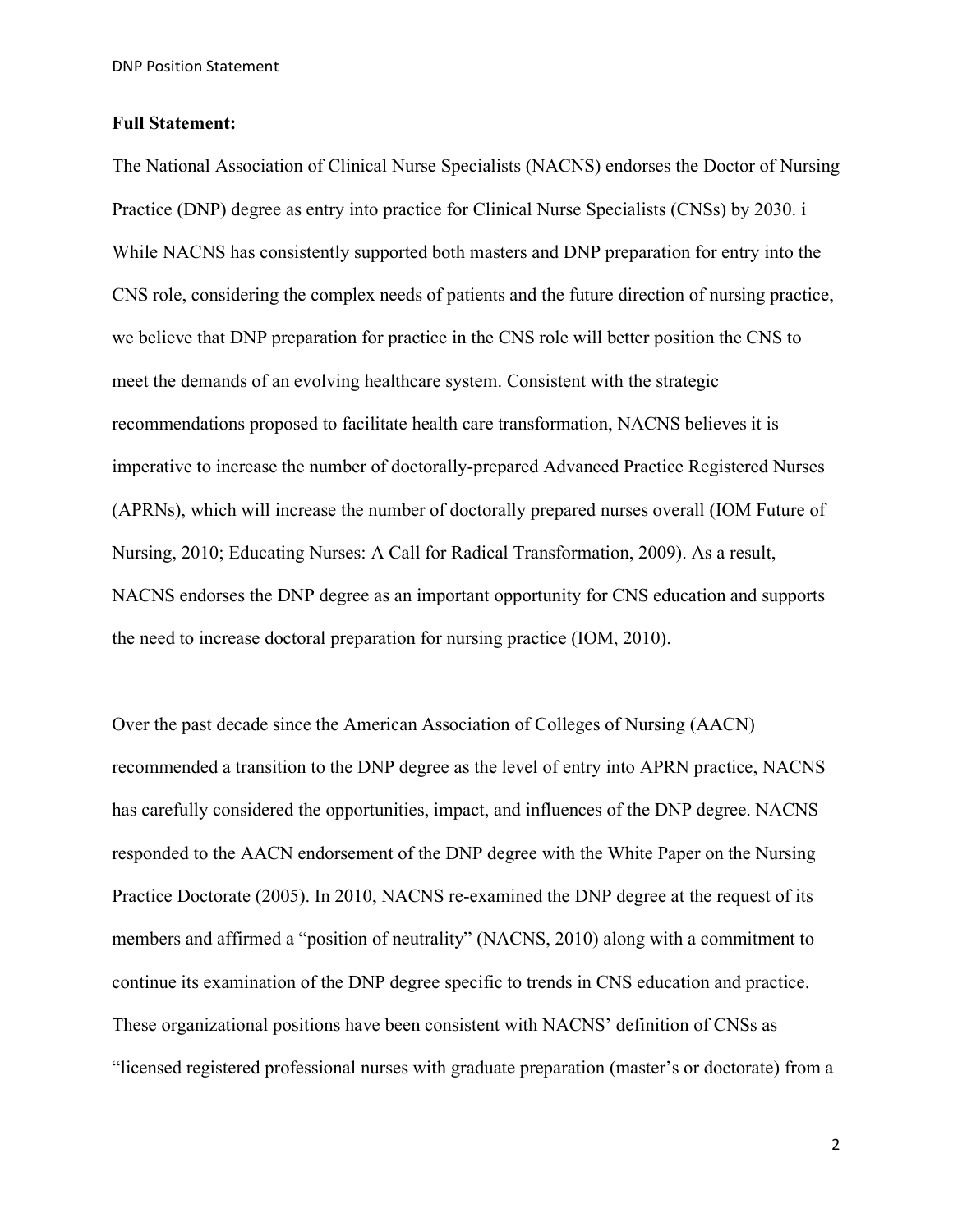**Full Statement:**

The National Association of Clinical Nurse Specialists (NACNS) endorses the Doctor of Nursing Practice (DNP) degree as entry into practice for Clinical Nurse Specialists (CNSs) by 2030. i While NACNS has consistently supported both masters and DNP preparation for entry into the CNS role, considering the complex needs of patients and the future direction of nursing practice, we believe that DNP preparation for practice in the CNS role will better position the CNS to meet the demands of an evolving healthcare system. Consistent with the strategic recommendations proposed to facilitate health care transformation, NACNS believes it is imperative to increase the number of doctorally-prepared Advanced Practice Registered Nurses (APRNs), which will increase the number of doctorally prepared nurses overall (IOM Future of Nursing, 2010; Educating Nurses: A Call for Radical Transformation, 2009). As a result, NACNS endorses the DNP degree as an important opportunity for CNS education and supports the need to increase doctoral preparation for nursing practice (IOM, 2010).

Over the past decade since the American Association of Colleges of Nursing (AACN) recommended a transition to the DNP degree as the level of entry into APRN practice, NACNS has carefully considered the opportunities, impact, and influences of the DNP degree. NACNS responded to the AACN endorsement of the DNP degree with the White Paper on the Nursing Practice Doctorate (2005). In 2010, NACNS re-examined the DNP degree at the request of its members and affirmed a "position of neutrality" (NACNS, 2010) along with a commitment to continue its examination of the DNP degree specific to trends in CNS education and practice. These organizational positions have been consistent with NACNS' definition of CNSs as "licensed registered professional nurses with graduate preparation (master's or doctorate) from a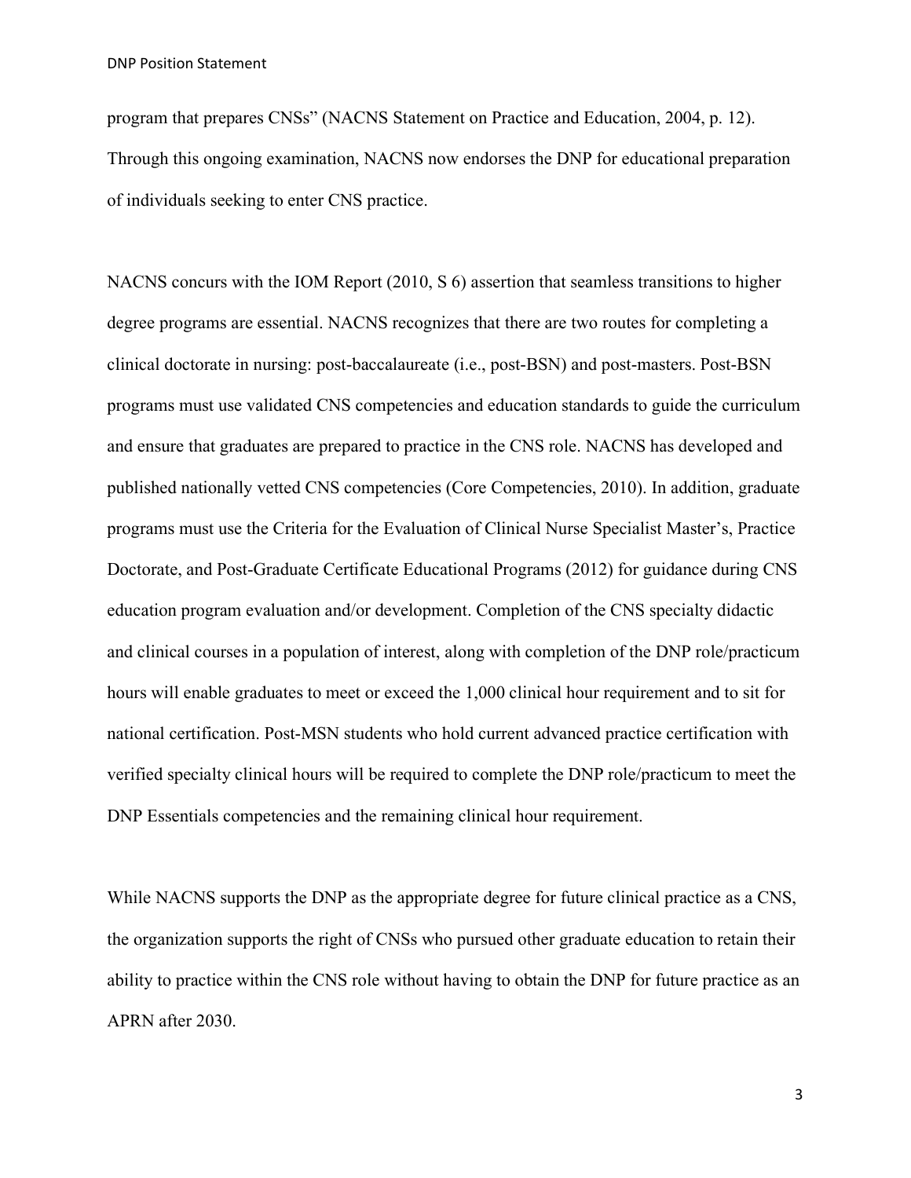program that prepares CNSs" (NACNS Statement on Practice and Education, 2004, p. 12). Through this ongoing examination, NACNS now endorses the DNP for educational preparation of individuals seeking to enter CNS practice.

NACNS concurs with the IOM Report (2010, S 6) assertion that seamless transitions to higher degree programs are essential. NACNS recognizes that there are two routes for completing a clinical doctorate in nursing: post-baccalaureate (i.e., post-BSN) and post-masters. Post-BSN programs must use validated CNS competencies and education standards to guide the curriculum and ensure that graduates are prepared to practice in the CNS role. NACNS has developed and published nationally vetted CNS competencies (Core Competencies, 2010). In addition, graduate programs must use the Criteria for the Evaluation of Clinical Nurse Specialist Master's, Practice Doctorate, and Post-Graduate Certificate Educational Programs (2012) for guidance during CNS education program evaluation and/or development. Completion of the CNS specialty didactic and clinical courses in a population of interest, along with completion of the DNP role/practicum hours will enable graduates to meet or exceed the 1,000 clinical hour requirement and to sit for national certification. Post-MSN students who hold current advanced practice certification with verified specialty clinical hours will be required to complete the DNP role/practicum to meet the DNP Essentials competencies and the remaining clinical hour requirement.

While NACNS supports the DNP as the appropriate degree for future clinical practice as a CNS, the organization supports the right of CNSs who pursued other graduate education to retain their ability to practice within the CNS role without having to obtain the DNP for future practice as an APRN after 2030.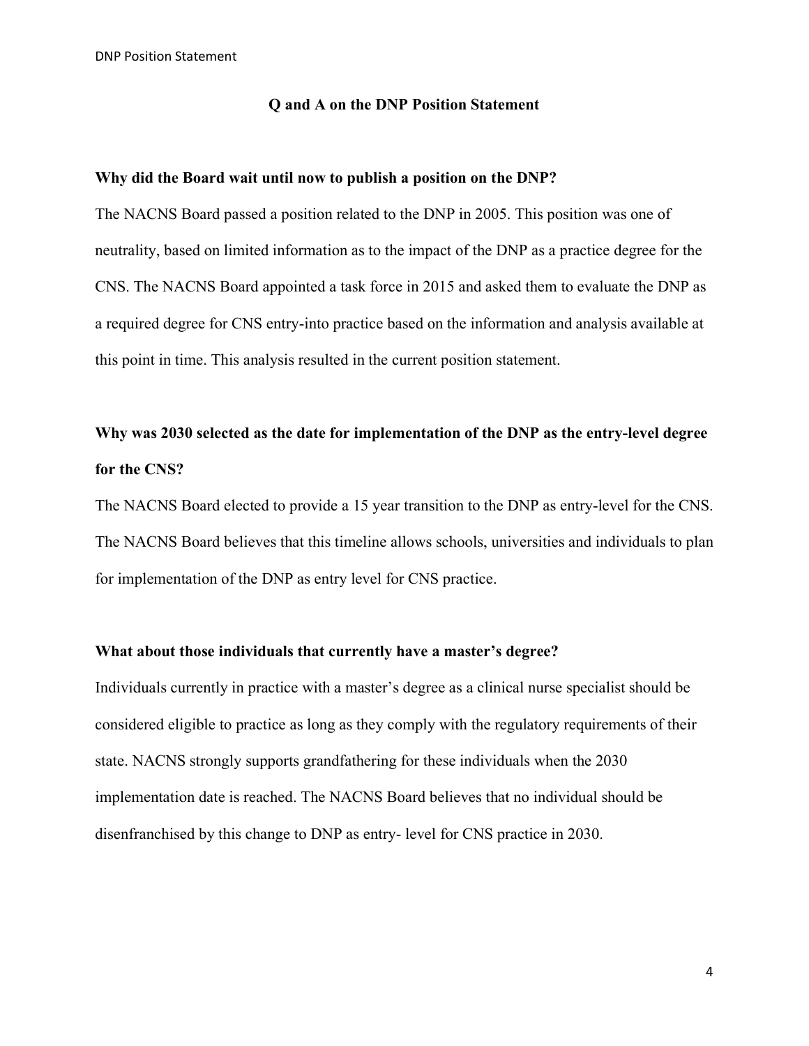## Q and A on the DNP Position Statement

**Why did the Board wait until now to publish a position on the DNP?**

The NACNS Board passed a position related to the DNP in 2005. This position was one of neutrality, based on limited information as to the impact of the DNP as a practice degree for the CNS. The NACNS Board appointed a task force in 2015 and asked them to evaluate the DNP as a required degree for CNS entry-into practice based on the information and analysis available at this point in time. This analysis resulted in the current position statement.

**Why was 2030 selected as the date for implementation of the DNP as the entry-level degree for the CNS?**

The NACNS Board elected to provide a 15 year transition to the DNP as entry-level for the CNS. The NACNS Board believes that this timeline allows schools, universities and individuals to plan for implementation of the DNP as entry level for CNS practice.

**What about those individuals that currently have a master's degree?**

Individuals currently in practice with a master's degree as a clinical nurse specialist should be considered eligible to practice as long as they comply with the regulatory requirements of their state. NACNS strongly supports grandfathering for these individuals when the 2030 implementation date is reached. The NACNS Board believes that no individual should be disenfranchised by this change to DNP as entry- level for CNS practice in 2030.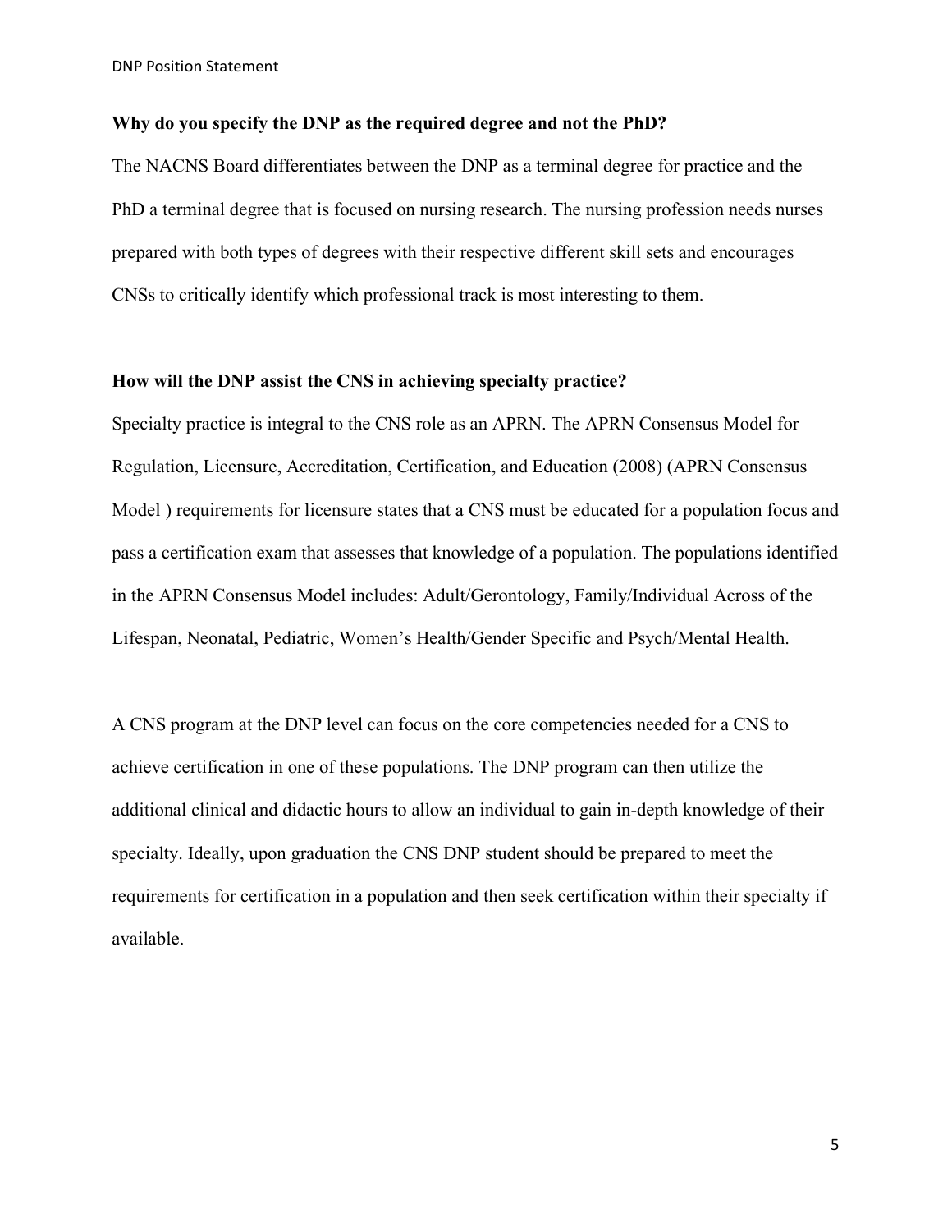**Why do you specify the DNP as the required degree and not the PhD?**

The NACNS Board differentiates between the DNP as a terminal degree for practice and the PhD a terminal degree that is focused on nursing research. The nursing profession needs nurses prepared with both types of degrees with their respective different skill sets and encourages CNSs to critically identify which professional track is most interesting to them.

**How will the DNP assist the CNS in achieving specialty practice?**

Specialty practice is integral to the CNS role as an APRN. The APRN Consensus Model for Regulation, Licensure, Accreditation, Certification, and Education (2008) (APRN Consensus Model ) requirements for licensure states that a CNS must be educated for a population focus and pass a certification exam that assesses that knowledge of a population. The populations identified in the APRN Consensus Model includes: Adult/Gerontology, Family/Individual Across of the Lifespan, Neonatal, Pediatric, Women's Health/Gender Specific and Psych/Mental Health.

A CNS program at the DNP level can focus on the core competencies needed for a CNS to achieve certification in one of these populations. The DNP program can then utilize the additional clinical and didactic hours to allow an individual to gain in-depth knowledge of their specialty. Ideally, upon graduation the CNS DNP student should be prepared to meet the requirements for certification in a population and then seek certification within their specialty if available.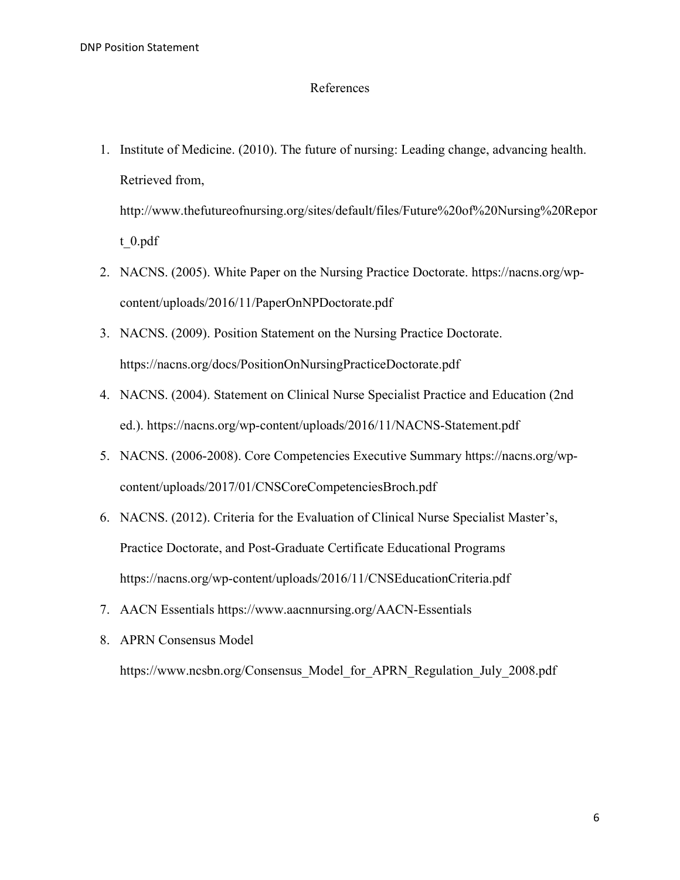## References

1. Institute of Medicine. (2010). The future of nursing: Leading change, advancing health. Retrieved from, http://www.thefutureofnursing.org/sites/default/files/Future%20of%20Nursing%20Report_0.pdf
2. NACNS. (2005). White Paper on the Nursing Practice Doctorate. https://nacns.org/wp-content/uploads/2016/11/PaperOnNPDoctorate.pdf
3. NACNS. (2009). Position Statement on the Nursing Practice Doctorate. https://nacns.org/docs/PositionOnNursingPracticeDoctorate.pdf
4. NACNS. (2004). Statement on Clinical Nurse Specialist Practice and Education (2nd ed.). https://nacns.org/wp-content/uploads/2016/11/NACNS-Statement.pdf
5. NACNS. (2006-2008). Core Competencies Executive Summary https://nacns.org/wp-content/uploads/2017/01/CNSCoreCompetenciesBroch.pdf
6. NACNS. (2012). Criteria for the Evaluation of Clinical Nurse Specialist Master's, Practice Doctorate, and Post-Graduate Certificate Educational Programs https://nacns.org/wp-content/uploads/2016/11/CNSEducationCriteria.pdf
7. AACN Essentials https://www.aacnnursing.org/AACN-Essentials
8. APRN Consensus Model https://www.ncsbn.org/Consensus_Model_for_APRN_Regulation_July_2008.pdf